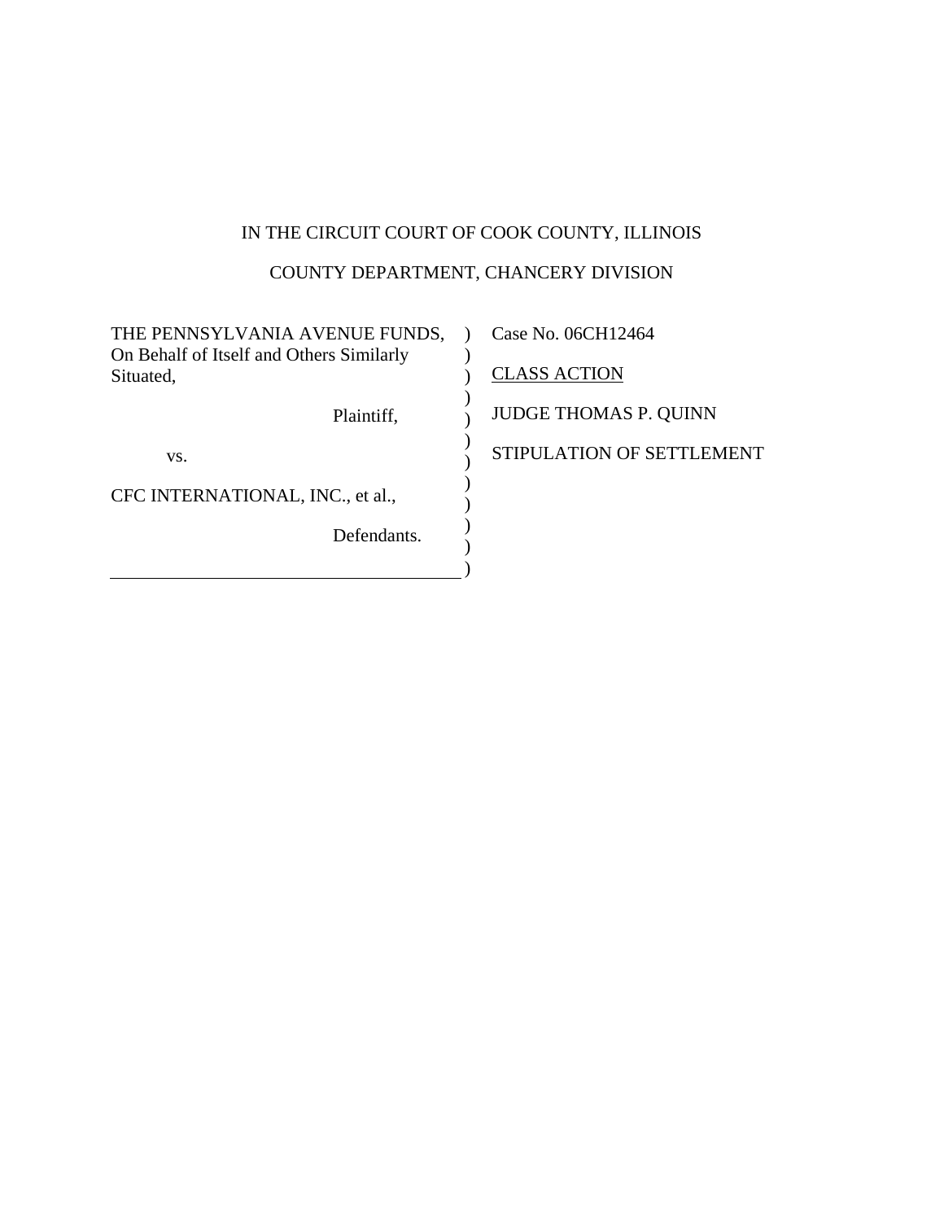IN THE CIRCUIT COURT OF COOK COUNTY, ILLINOIS

COUNTY DEPARTMENT, CHANCERY DIVISION

| | |
|---|---|
| THE PENNSYLVANIA AVENUE FUNDS, On Behalf of Itself and Others Similarly Situated, | Case No. 06CH12464 |
| Plaintiff, | CLASS ACTION |
| vs. | JUDGE THOMAS P. QUINN |
| CFC INTERNATIONAL, INC., et al., | STIPULATION OF SETTLEMENT |
| Defendants. | |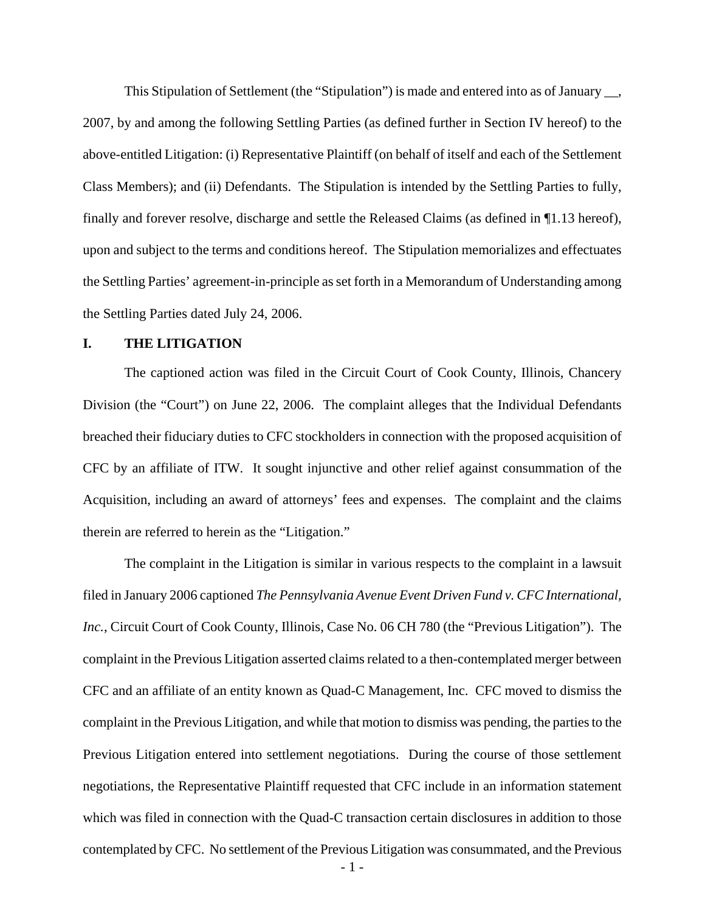This Stipulation of Settlement (the "Stipulation") is made and entered into as of January __, 2007, by and among the following Settling Parties (as defined further in Section IV hereof) to the above-entitled Litigation: (i) Representative Plaintiff (on behalf of itself and each of the Settlement Class Members); and (ii) Defendants. The Stipulation is intended by the Settling Parties to fully, finally and forever resolve, discharge and settle the Released Claims (as defined in ¶1.13 hereof), upon and subject to the terms and conditions hereof. The Stipulation memorializes and effectuates the Settling Parties' agreement-in-principle as set forth in a Memorandum of Understanding among the Settling Parties dated July 24, 2006.

## I. THE LITIGATION

The captioned action was filed in the Circuit Court of Cook County, Illinois, Chancery Division (the "Court") on June 22, 2006. The complaint alleges that the Individual Defendants breached their fiduciary duties to CFC stockholders in connection with the proposed acquisition of CFC by an affiliate of ITW. It sought injunctive and other relief against consummation of the Acquisition, including an award of attorneys' fees and expenses. The complaint and the claims therein are referred to herein as the "Litigation."

The complaint in the Litigation is similar in various respects to the complaint in a lawsuit filed in January 2006 captioned *The Pennsylvania Avenue Event Driven Fund v. CFC International, Inc.*, Circuit Court of Cook County, Illinois, Case No. 06 CH 780 (the "Previous Litigation"). The complaint in the Previous Litigation asserted claims related to a then-contemplated merger between CFC and an affiliate of an entity known as Quad-C Management, Inc. CFC moved to dismiss the complaint in the Previous Litigation, and while that motion to dismiss was pending, the parties to the Previous Litigation entered into settlement negotiations. During the course of those settlement negotiations, the Representative Plaintiff requested that CFC include in an information statement which was filed in connection with the Quad-C transaction certain disclosures in addition to those contemplated by CFC. No settlement of the Previous Litigation was consummated, and the Previous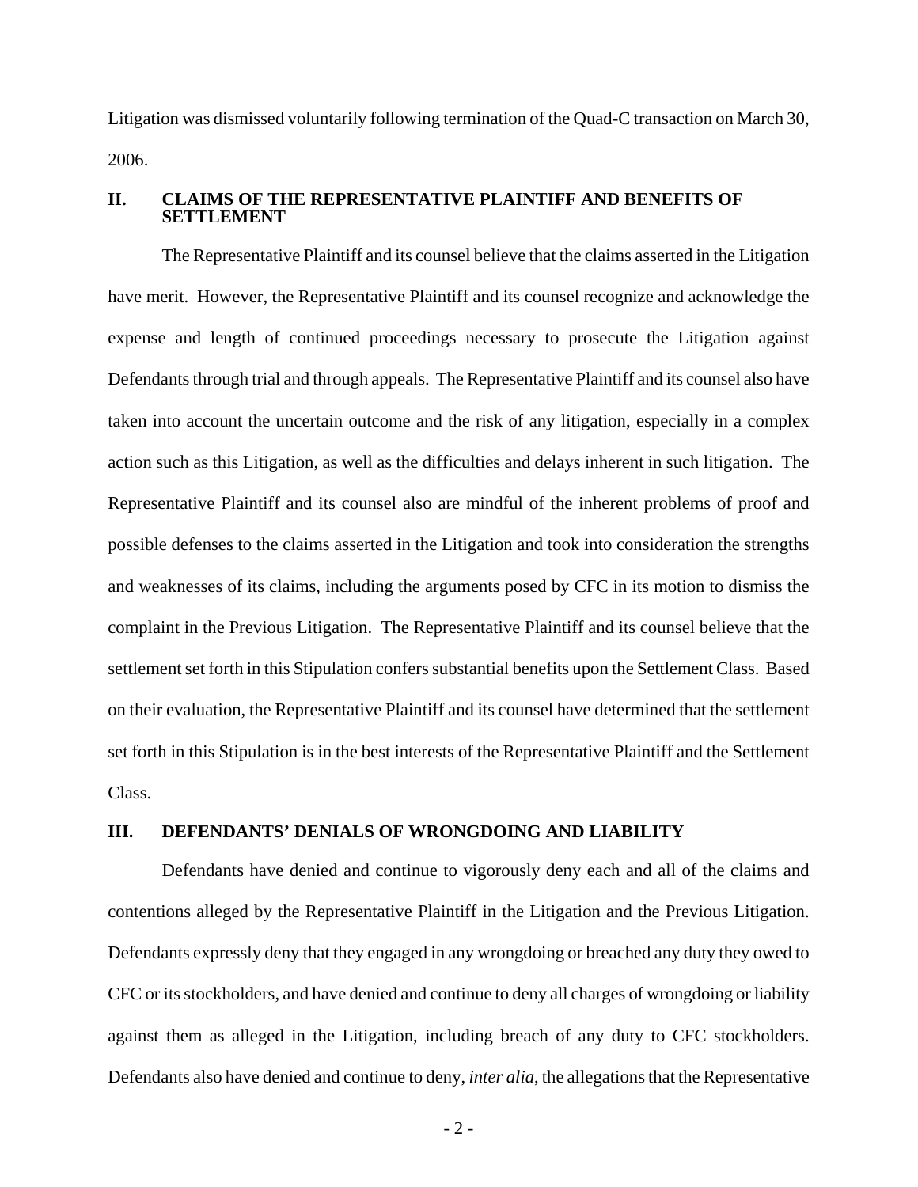Litigation was dismissed voluntarily following termination of the Quad-C transaction on March 30, 2006.

## II. CLAIMS OF THE REPRESENTATIVE PLAINTIFF AND BENEFITS OF SETTLEMENT

The Representative Plaintiff and its counsel believe that the claims asserted in the Litigation have merit. However, the Representative Plaintiff and its counsel recognize and acknowledge the expense and length of continued proceedings necessary to prosecute the Litigation against Defendants through trial and through appeals. The Representative Plaintiff and its counsel also have taken into account the uncertain outcome and the risk of any litigation, especially in a complex action such as this Litigation, as well as the difficulties and delays inherent in such litigation. The Representative Plaintiff and its counsel also are mindful of the inherent problems of proof and possible defenses to the claims asserted in the Litigation and took into consideration the strengths and weaknesses of its claims, including the arguments posed by CFC in its motion to dismiss the complaint in the Previous Litigation. The Representative Plaintiff and its counsel believe that the settlement set forth in this Stipulation confers substantial benefits upon the Settlement Class. Based on their evaluation, the Representative Plaintiff and its counsel have determined that the settlement set forth in this Stipulation is in the best interests of the Representative Plaintiff and the Settlement Class.

## III. DEFENDANTS' DENIALS OF WRONGDOING AND LIABILITY

Defendants have denied and continue to vigorously deny each and all of the claims and contentions alleged by the Representative Plaintiff in the Litigation and the Previous Litigation. Defendants expressly deny that they engaged in any wrongdoing or breached any duty they owed to CFC or its stockholders, and have denied and continue to deny all charges of wrongdoing or liability against them as alleged in the Litigation, including breach of any duty to CFC stockholders. Defendants also have denied and continue to deny, *inter alia*, the allegations that the Representative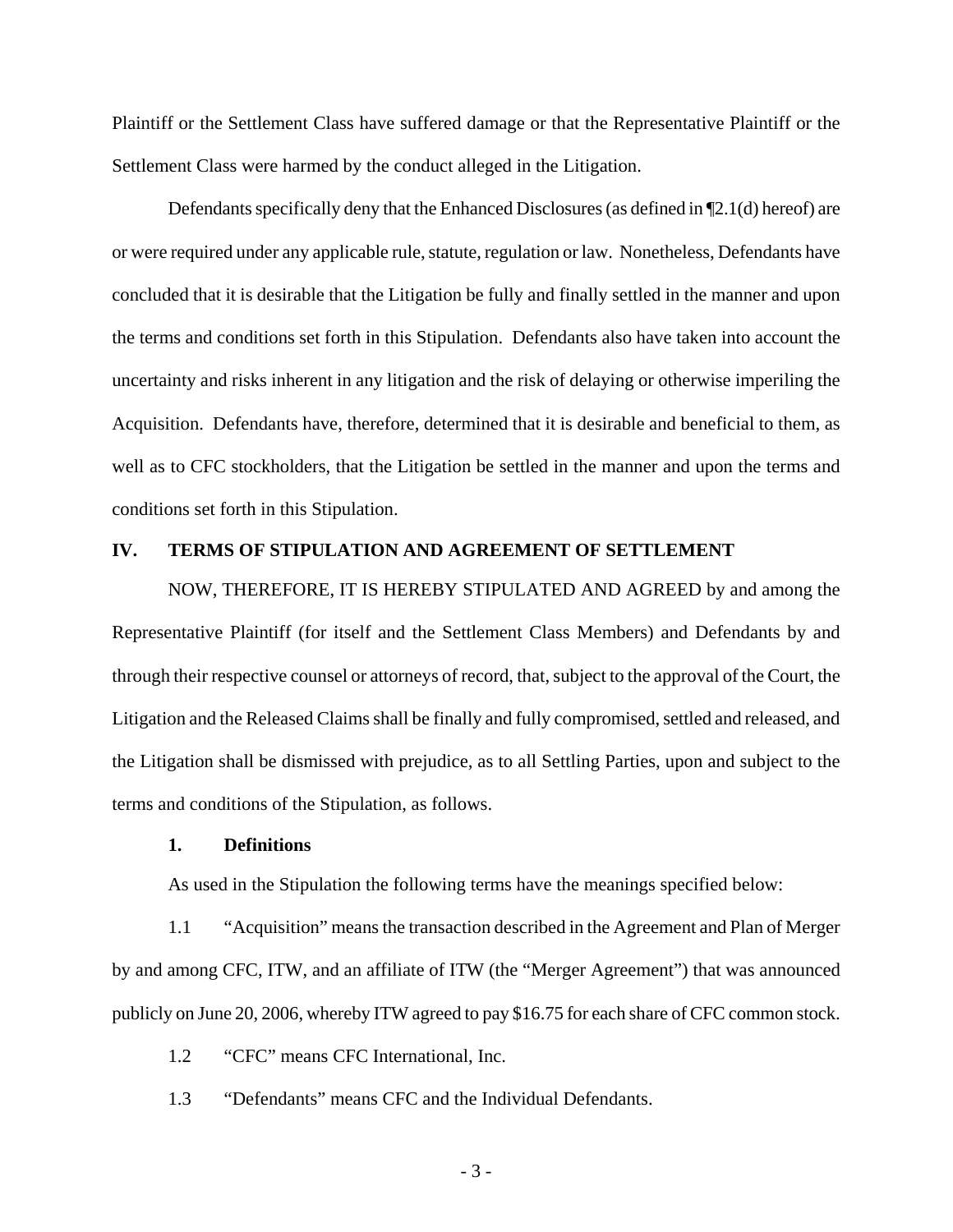Plaintiff or the Settlement Class have suffered damage or that the Representative Plaintiff or the Settlement Class were harmed by the conduct alleged in the Litigation.

Defendants specifically deny that the Enhanced Disclosures (as defined in ¶2.1(d) hereof) are or were required under any applicable rule, statute, regulation or law. Nonetheless, Defendants have concluded that it is desirable that the Litigation be fully and finally settled in the manner and upon the terms and conditions set forth in this Stipulation. Defendants also have taken into account the uncertainty and risks inherent in any litigation and the risk of delaying or otherwise imperiling the Acquisition. Defendants have, therefore, determined that it is desirable and beneficial to them, as well as to CFC stockholders, that the Litigation be settled in the manner and upon the terms and conditions set forth in this Stipulation.

## IV. TERMS OF STIPULATION AND AGREEMENT OF SETTLEMENT

NOW, THEREFORE, IT IS HEREBY STIPULATED AND AGREED by and among the Representative Plaintiff (for itself and the Settlement Class Members) and Defendants by and through their respective counsel or attorneys of record, that, subject to the approval of the Court, the Litigation and the Released Claims shall be finally and fully compromised, settled and released, and the Litigation shall be dismissed with prejudice, as to all Settling Parties, upon and subject to the terms and conditions of the Stipulation, as follows.

### 1. Definitions

As used in the Stipulation the following terms have the meanings specified below:

1.1 "Acquisition" means the transaction described in the Agreement and Plan of Merger by and among CFC, ITW, and an affiliate of ITW (the "Merger Agreement") that was announced publicly on June 20, 2006, whereby ITW agreed to pay $16.75 for each share of CFC common stock.

1.2 "CFC" means CFC International, Inc.

1.3 "Defendants" means CFC and the Individual Defendants.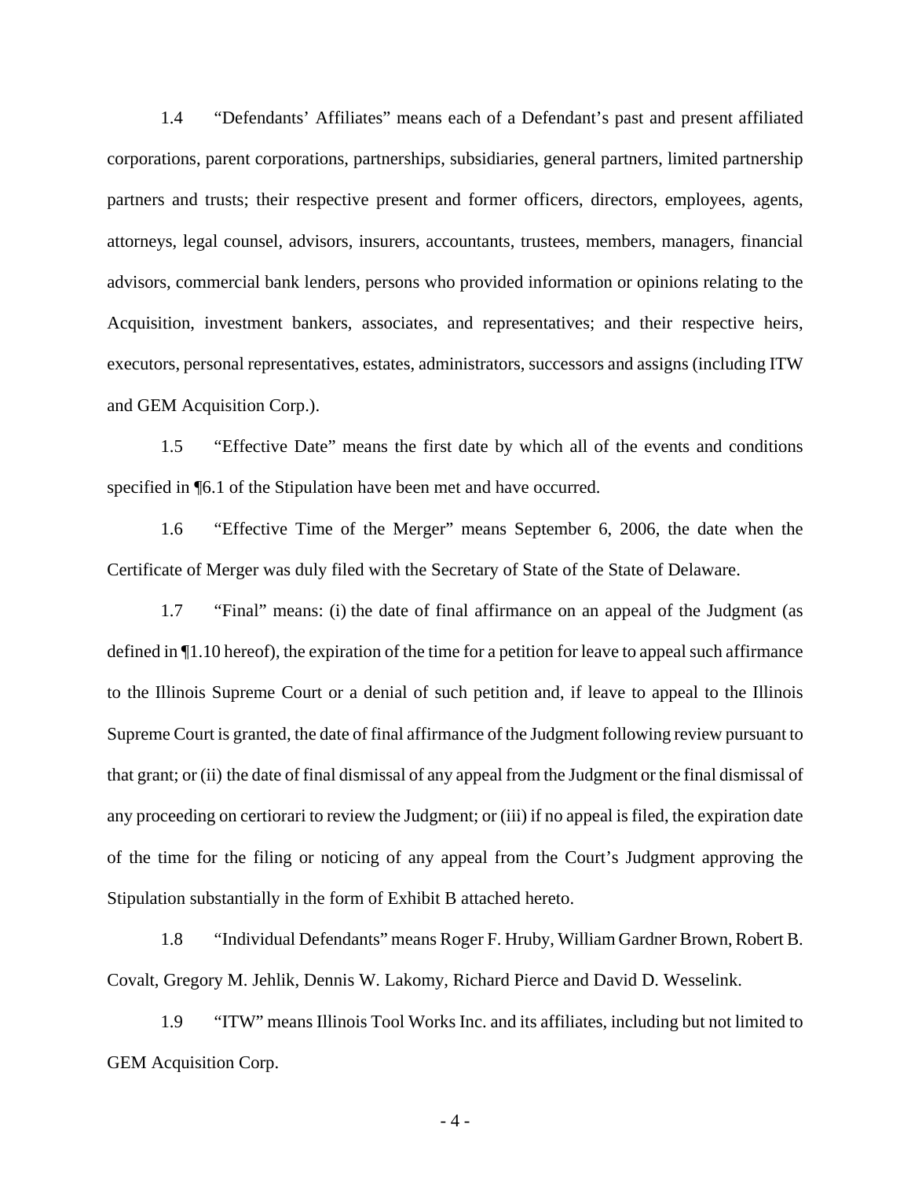1.4 "Defendants' Affiliates" means each of a Defendant's past and present affiliated corporations, parent corporations, partnerships, subsidiaries, general partners, limited partnership partners and trusts; their respective present and former officers, directors, employees, agents, attorneys, legal counsel, advisors, insurers, accountants, trustees, members, managers, financial advisors, commercial bank lenders, persons who provided information or opinions relating to the Acquisition, investment bankers, associates, and representatives; and their respective heirs, executors, personal representatives, estates, administrators, successors and assigns (including ITW and GEM Acquisition Corp.).

1.5 "Effective Date" means the first date by which all of the events and conditions specified in ¶6.1 of the Stipulation have been met and have occurred.

1.6 "Effective Time of the Merger" means September 6, 2006, the date when the Certificate of Merger was duly filed with the Secretary of State of the State of Delaware.

1.7 "Final" means: (i) the date of final affirmance on an appeal of the Judgment (as defined in ¶1.10 hereof), the expiration of the time for a petition for leave to appeal such affirmance to the Illinois Supreme Court or a denial of such petition and, if leave to appeal to the Illinois Supreme Court is granted, the date of final affirmance of the Judgment following review pursuant to that grant; or (ii) the date of final dismissal of any appeal from the Judgment or the final dismissal of any proceeding on certiorari to review the Judgment; or (iii) if no appeal is filed, the expiration date of the time for the filing or noticing of any appeal from the Court's Judgment approving the Stipulation substantially in the form of Exhibit B attached hereto.

1.8 "Individual Defendants" means Roger F. Hruby, William Gardner Brown, Robert B. Covalt, Gregory M. Jehlik, Dennis W. Lakomy, Richard Pierce and David D. Wesselink.

1.9 "ITW" means Illinois Tool Works Inc. and its affiliates, including but not limited to GEM Acquisition Corp.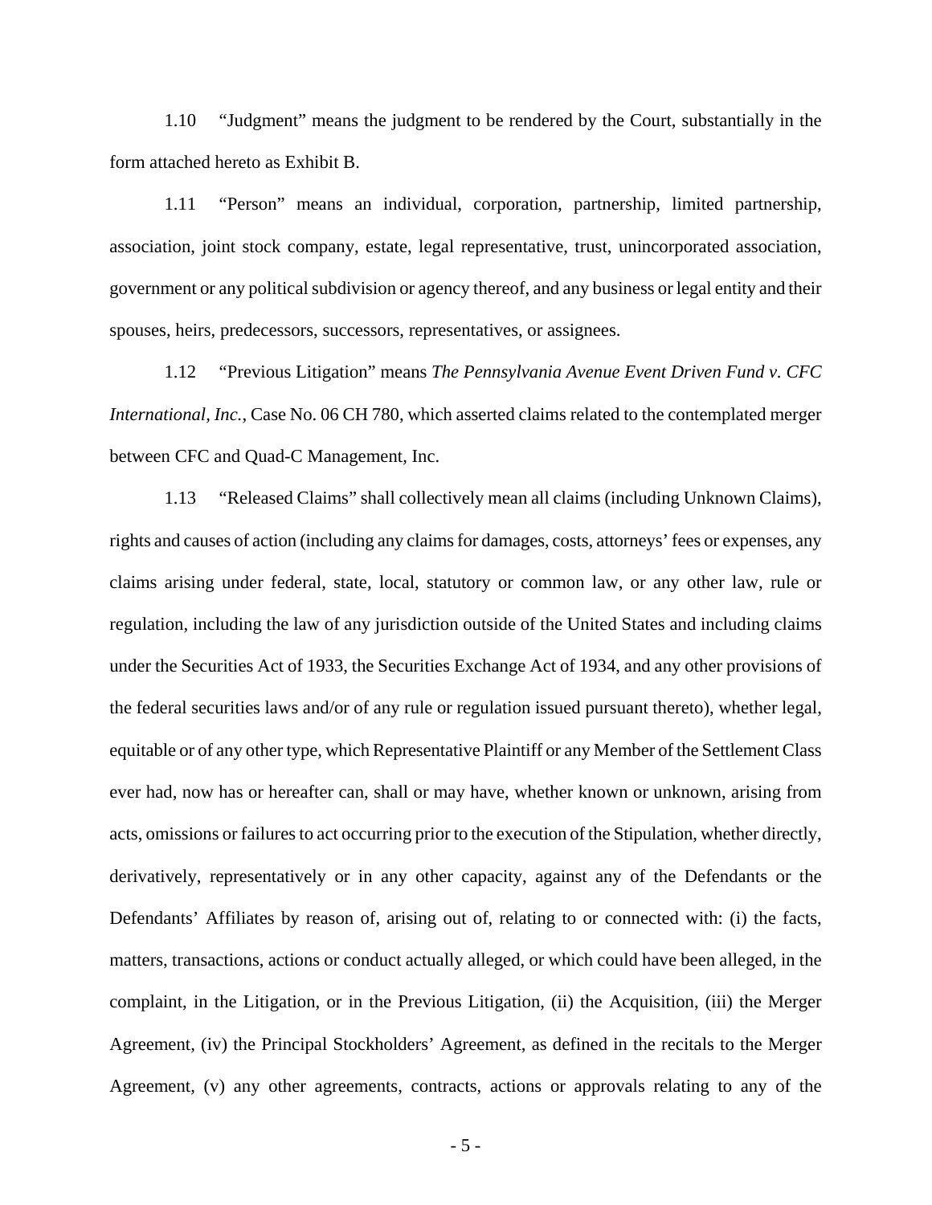1.10 "Judgment" means the judgment to be rendered by the Court, substantially in the form attached hereto as Exhibit B.

1.11 "Person" means an individual, corporation, partnership, limited partnership, association, joint stock company, estate, legal representative, trust, unincorporated association, government or any political subdivision or agency thereof, and any business or legal entity and their spouses, heirs, predecessors, successors, representatives, or assignees.

1.12 "Previous Litigation" means *The Pennsylvania Avenue Event Driven Fund v. CFC International, Inc.*, Case No. 06 CH 780, which asserted claims related to the contemplated merger between CFC and Quad-C Management, Inc.

1.13 "Released Claims" shall collectively mean all claims (including Unknown Claims), rights and causes of action (including any claims for damages, costs, attorneys' fees or expenses, any claims arising under federal, state, local, statutory or common law, or any other law, rule or regulation, including the law of any jurisdiction outside of the United States and including claims under the Securities Act of 1933, the Securities Exchange Act of 1934, and any other provisions of the federal securities laws and/or of any rule or regulation issued pursuant thereto), whether legal, equitable or of any other type, which Representative Plaintiff or any Member of the Settlement Class ever had, now has or hereafter can, shall or may have, whether known or unknown, arising from acts, omissions or failures to act occurring prior to the execution of the Stipulation, whether directly, derivatively, representatively or in any other capacity, against any of the Defendants or the Defendants' Affiliates by reason of, arising out of, relating to or connected with: (i) the facts, matters, transactions, actions or conduct actually alleged, or which could have been alleged, in the complaint, in the Litigation, or in the Previous Litigation, (ii) the Acquisition, (iii) the Merger Agreement, (iv) the Principal Stockholders' Agreement, as defined in the recitals to the Merger Agreement, (v) any other agreements, contracts, actions or approvals relating to any of the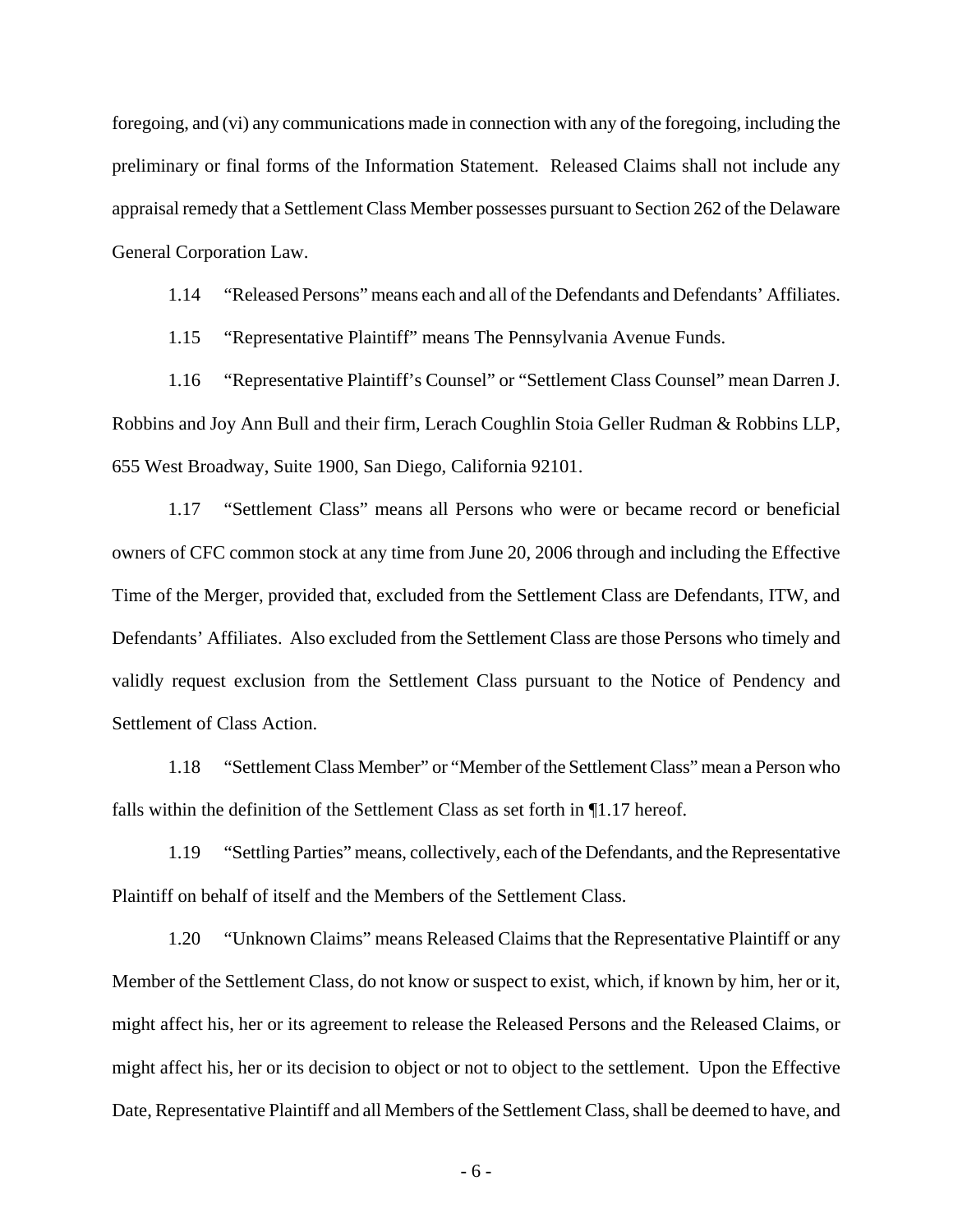foregoing, and (vi) any communications made in connection with any of the foregoing, including the preliminary or final forms of the Information Statement. Released Claims shall not include any appraisal remedy that a Settlement Class Member possesses pursuant to Section 262 of the Delaware General Corporation Law.

1.14 "Released Persons" means each and all of the Defendants and Defendants' Affiliates.

1.15 "Representative Plaintiff" means The Pennsylvania Avenue Funds.

1.16 "Representative Plaintiff's Counsel" or "Settlement Class Counsel" mean Darren J. Robbins and Joy Ann Bull and their firm, Lerach Coughlin Stoia Geller Rudman & Robbins LLP, 655 West Broadway, Suite 1900, San Diego, California 92101.

1.17 "Settlement Class" means all Persons who were or became record or beneficial owners of CFC common stock at any time from June 20, 2006 through and including the Effective Time of the Merger, provided that, excluded from the Settlement Class are Defendants, ITW, and Defendants' Affiliates. Also excluded from the Settlement Class are those Persons who timely and validly request exclusion from the Settlement Class pursuant to the Notice of Pendency and Settlement of Class Action.

1.18 "Settlement Class Member" or "Member of the Settlement Class" mean a Person who falls within the definition of the Settlement Class as set forth in ¶1.17 hereof.

1.19 "Settling Parties" means, collectively, each of the Defendants, and the Representative Plaintiff on behalf of itself and the Members of the Settlement Class.

1.20 "Unknown Claims" means Released Claims that the Representative Plaintiff or any Member of the Settlement Class, do not know or suspect to exist, which, if known by him, her or it, might affect his, her or its agreement to release the Released Persons and the Released Claims, or might affect his, her or its decision to object or not to object to the settlement. Upon the Effective Date, Representative Plaintiff and all Members of the Settlement Class, shall be deemed to have, and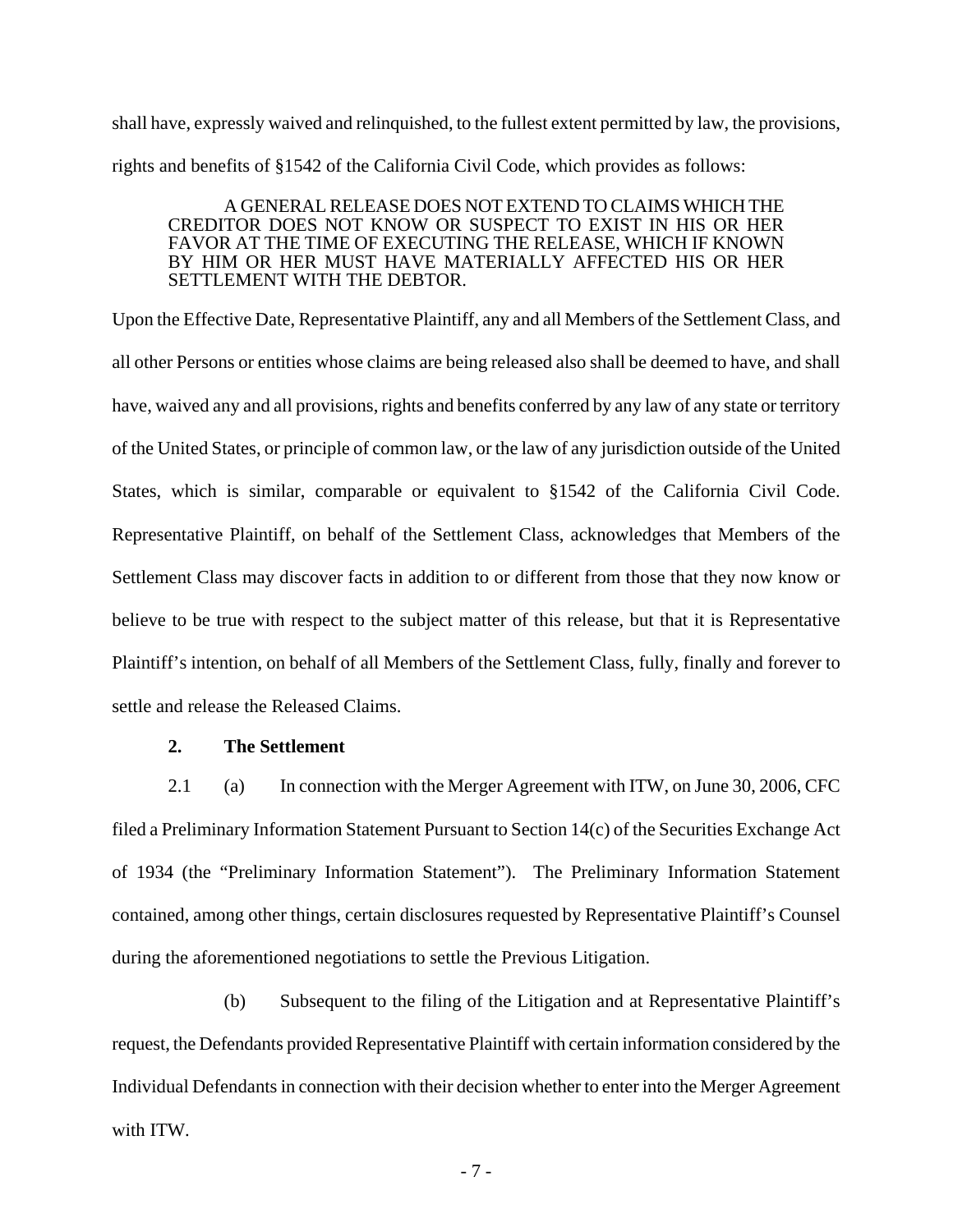shall have, expressly waived and relinquished, to the fullest extent permitted by law, the provisions, rights and benefits of §1542 of the California Civil Code, which provides as follows:

> A GENERAL RELEASE DOES NOT EXTEND TO CLAIMS WHICH THE CREDITOR DOES NOT KNOW OR SUSPECT TO EXIST IN HIS OR HER FAVOR AT THE TIME OF EXECUTING THE RELEASE, WHICH IF KNOWN BY HIM OR HER MUST HAVE MATERIALLY AFFECTED HIS OR HER SETTLEMENT WITH THE DEBTOR.

Upon the Effective Date, Representative Plaintiff, any and all Members of the Settlement Class, and all other Persons or entities whose claims are being released also shall be deemed to have, and shall have, waived any and all provisions, rights and benefits conferred by any law of any state or territory of the United States, or principle of common law, or the law of any jurisdiction outside of the United States, which is similar, comparable or equivalent to §1542 of the California Civil Code. Representative Plaintiff, on behalf of the Settlement Class, acknowledges that Members of the Settlement Class may discover facts in addition to or different from those that they now know or believe to be true with respect to the subject matter of this release, but that it is Representative Plaintiff's intention, on behalf of all Members of the Settlement Class, fully, finally and forever to settle and release the Released Claims.

**2. The Settlement**

2.1 (a) In connection with the Merger Agreement with ITW, on June 30, 2006, CFC filed a Preliminary Information Statement Pursuant to Section 14(c) of the Securities Exchange Act of 1934 (the "Preliminary Information Statement"). The Preliminary Information Statement contained, among other things, certain disclosures requested by Representative Plaintiff's Counsel during the aforementioned negotiations to settle the Previous Litigation.

(b) Subsequent to the filing of the Litigation and at Representative Plaintiff's request, the Defendants provided Representative Plaintiff with certain information considered by the Individual Defendants in connection with their decision whether to enter into the Merger Agreement with ITW.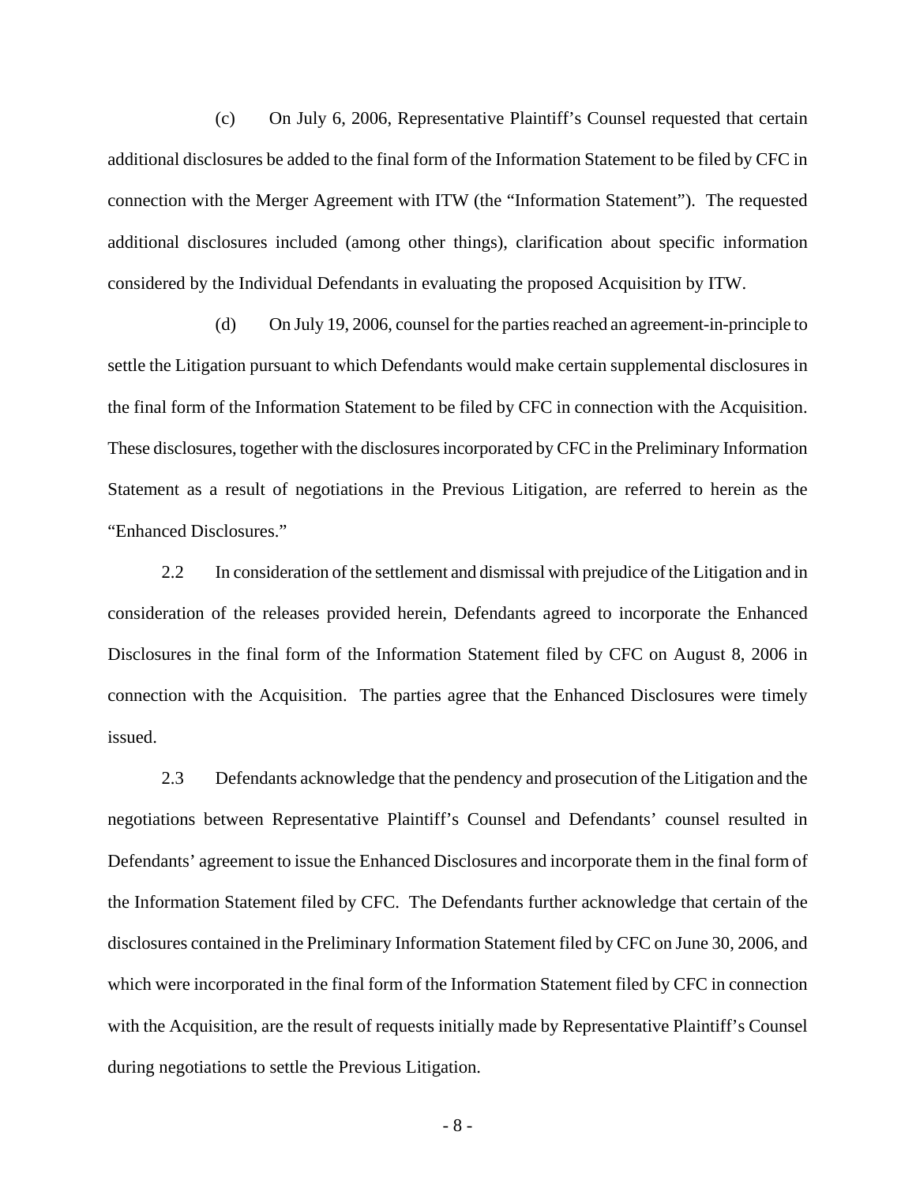(c) On July 6, 2006, Representative Plaintiff's Counsel requested that certain additional disclosures be added to the final form of the Information Statement to be filed by CFC in connection with the Merger Agreement with ITW (the "Information Statement"). The requested additional disclosures included (among other things), clarification about specific information considered by the Individual Defendants in evaluating the proposed Acquisition by ITW.

(d) On July 19, 2006, counsel for the parties reached an agreement-in-principle to settle the Litigation pursuant to which Defendants would make certain supplemental disclosures in the final form of the Information Statement to be filed by CFC in connection with the Acquisition. These disclosures, together with the disclosures incorporated by CFC in the Preliminary Information Statement as a result of negotiations in the Previous Litigation, are referred to herein as the "Enhanced Disclosures."

2.2 In consideration of the settlement and dismissal with prejudice of the Litigation and in consideration of the releases provided herein, Defendants agreed to incorporate the Enhanced Disclosures in the final form of the Information Statement filed by CFC on August 8, 2006 in connection with the Acquisition. The parties agree that the Enhanced Disclosures were timely issued.

2.3 Defendants acknowledge that the pendency and prosecution of the Litigation and the negotiations between Representative Plaintiff's Counsel and Defendants' counsel resulted in Defendants' agreement to issue the Enhanced Disclosures and incorporate them in the final form of the Information Statement filed by CFC. The Defendants further acknowledge that certain of the disclosures contained in the Preliminary Information Statement filed by CFC on June 30, 2006, and which were incorporated in the final form of the Information Statement filed by CFC in connection with the Acquisition, are the result of requests initially made by Representative Plaintiff's Counsel during negotiations to settle the Previous Litigation.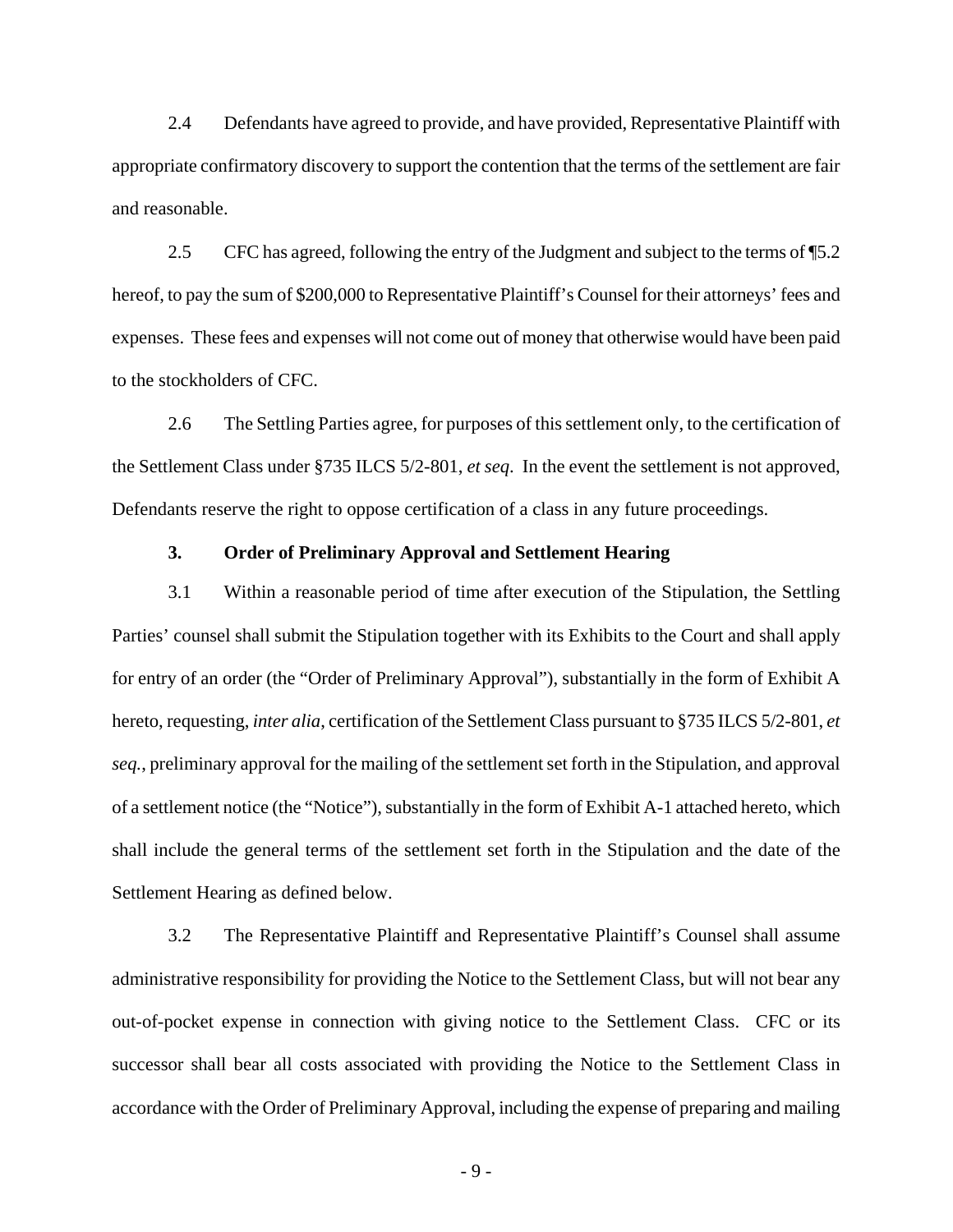2.4 Defendants have agreed to provide, and have provided, Representative Plaintiff with appropriate confirmatory discovery to support the contention that the terms of the settlement are fair and reasonable.

2.5 CFC has agreed, following the entry of the Judgment and subject to the terms of ¶5.2 hereof, to pay the sum of $200,000 to Representative Plaintiff's Counsel for their attorneys' fees and expenses. These fees and expenses will not come out of money that otherwise would have been paid to the stockholders of CFC.

2.6 The Settling Parties agree, for purposes of this settlement only, to the certification of the Settlement Class under §735 ILCS 5/2-801, *et seq*. In the event the settlement is not approved, Defendants reserve the right to oppose certification of a class in any future proceedings.

### 3. Order of Preliminary Approval and Settlement Hearing

3.1 Within a reasonable period of time after execution of the Stipulation, the Settling Parties' counsel shall submit the Stipulation together with its Exhibits to the Court and shall apply for entry of an order (the "Order of Preliminary Approval"), substantially in the form of Exhibit A hereto, requesting, *inter alia*, certification of the Settlement Class pursuant to §735 ILCS 5/2-801, *et seq.*, preliminary approval for the mailing of the settlement set forth in the Stipulation, and approval of a settlement notice (the "Notice"), substantially in the form of Exhibit A-1 attached hereto, which shall include the general terms of the settlement set forth in the Stipulation and the date of the Settlement Hearing as defined below.

3.2 The Representative Plaintiff and Representative Plaintiff's Counsel shall assume administrative responsibility for providing the Notice to the Settlement Class, but will not bear any out-of-pocket expense in connection with giving notice to the Settlement Class. CFC or its successor shall bear all costs associated with providing the Notice to the Settlement Class in accordance with the Order of Preliminary Approval, including the expense of preparing and mailing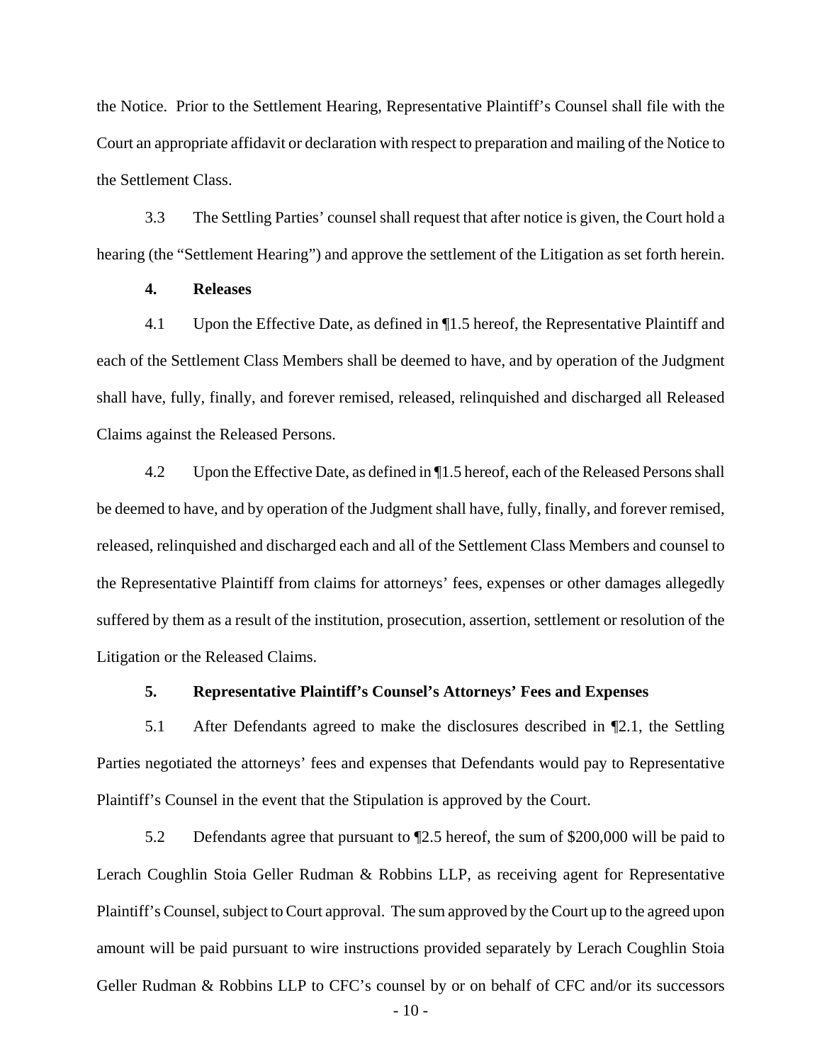the Notice. Prior to the Settlement Hearing, Representative Plaintiff's Counsel shall file with the Court an appropriate affidavit or declaration with respect to preparation and mailing of the Notice to the Settlement Class.

3.3 The Settling Parties' counsel shall request that after notice is given, the Court hold a hearing (the "Settlement Hearing") and approve the settlement of the Litigation as set forth herein.

**4. Releases**

4.1 Upon the Effective Date, as defined in ¶1.5 hereof, the Representative Plaintiff and each of the Settlement Class Members shall be deemed to have, and by operation of the Judgment shall have, fully, finally, and forever remised, released, relinquished and discharged all Released Claims against the Released Persons.

4.2 Upon the Effective Date, as defined in ¶1.5 hereof, each of the Released Persons shall be deemed to have, and by operation of the Judgment shall have, fully, finally, and forever remised, released, relinquished and discharged each and all of the Settlement Class Members and counsel to the Representative Plaintiff from claims for attorneys' fees, expenses or other damages allegedly suffered by them as a result of the institution, prosecution, assertion, settlement or resolution of the Litigation or the Released Claims.

**5. Representative Plaintiff's Counsel's Attorneys' Fees and Expenses**

5.1 After Defendants agreed to make the disclosures described in ¶2.1, the Settling Parties negotiated the attorneys' fees and expenses that Defendants would pay to Representative Plaintiff's Counsel in the event that the Stipulation is approved by the Court.

5.2 Defendants agree that pursuant to ¶2.5 hereof, the sum of $200,000 will be paid to Lerach Coughlin Stoia Geller Rudman & Robbins LLP, as receiving agent for Representative Plaintiff's Counsel, subject to Court approval. The sum approved by the Court up to the agreed upon amount will be paid pursuant to wire instructions provided separately by Lerach Coughlin Stoia Geller Rudman & Robbins LLP to CFC's counsel by or on behalf of CFC and/or its successors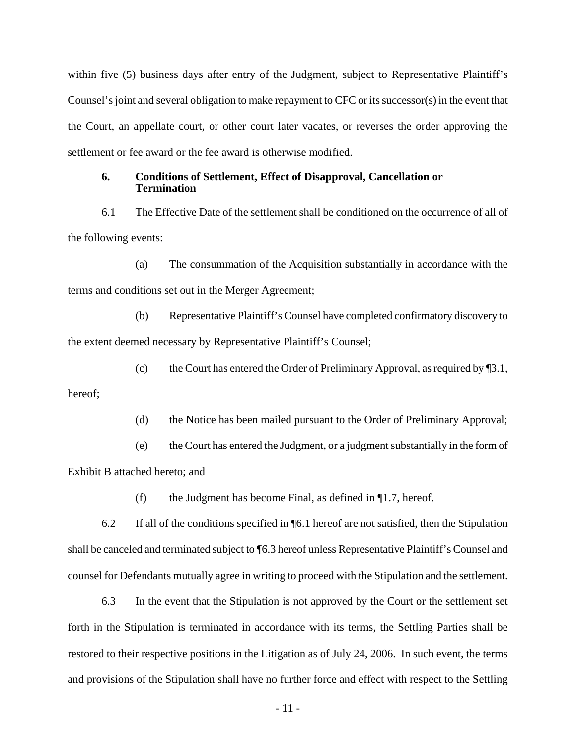within five (5) business days after entry of the Judgment, subject to Representative Plaintiff's Counsel's joint and several obligation to make repayment to CFC or its successor(s) in the event that the Court, an appellate court, or other court later vacates, or reverses the order approving the settlement or fee award or the fee award is otherwise modified.

### 6. Conditions of Settlement, Effect of Disapproval, Cancellation or Termination

6.1 The Effective Date of the settlement shall be conditioned on the occurrence of all of the following events:

(a) The consummation of the Acquisition substantially in accordance with the terms and conditions set out in the Merger Agreement;

(b) Representative Plaintiff's Counsel have completed confirmatory discovery to the extent deemed necessary by Representative Plaintiff's Counsel;

(c) the Court has entered the Order of Preliminary Approval, as required by ¶3.1, hereof;

(d) the Notice has been mailed pursuant to the Order of Preliminary Approval;

(e) the Court has entered the Judgment, or a judgment substantially in the form of Exhibit B attached hereto; and

(f) the Judgment has become Final, as defined in ¶1.7, hereof.

6.2 If all of the conditions specified in ¶6.1 hereof are not satisfied, then the Stipulation shall be canceled and terminated subject to ¶6.3 hereof unless Representative Plaintiff's Counsel and counsel for Defendants mutually agree in writing to proceed with the Stipulation and the settlement.

6.3 In the event that the Stipulation is not approved by the Court or the settlement set forth in the Stipulation is terminated in accordance with its terms, the Settling Parties shall be restored to their respective positions in the Litigation as of July 24, 2006. In such event, the terms and provisions of the Stipulation shall have no further force and effect with respect to the Settling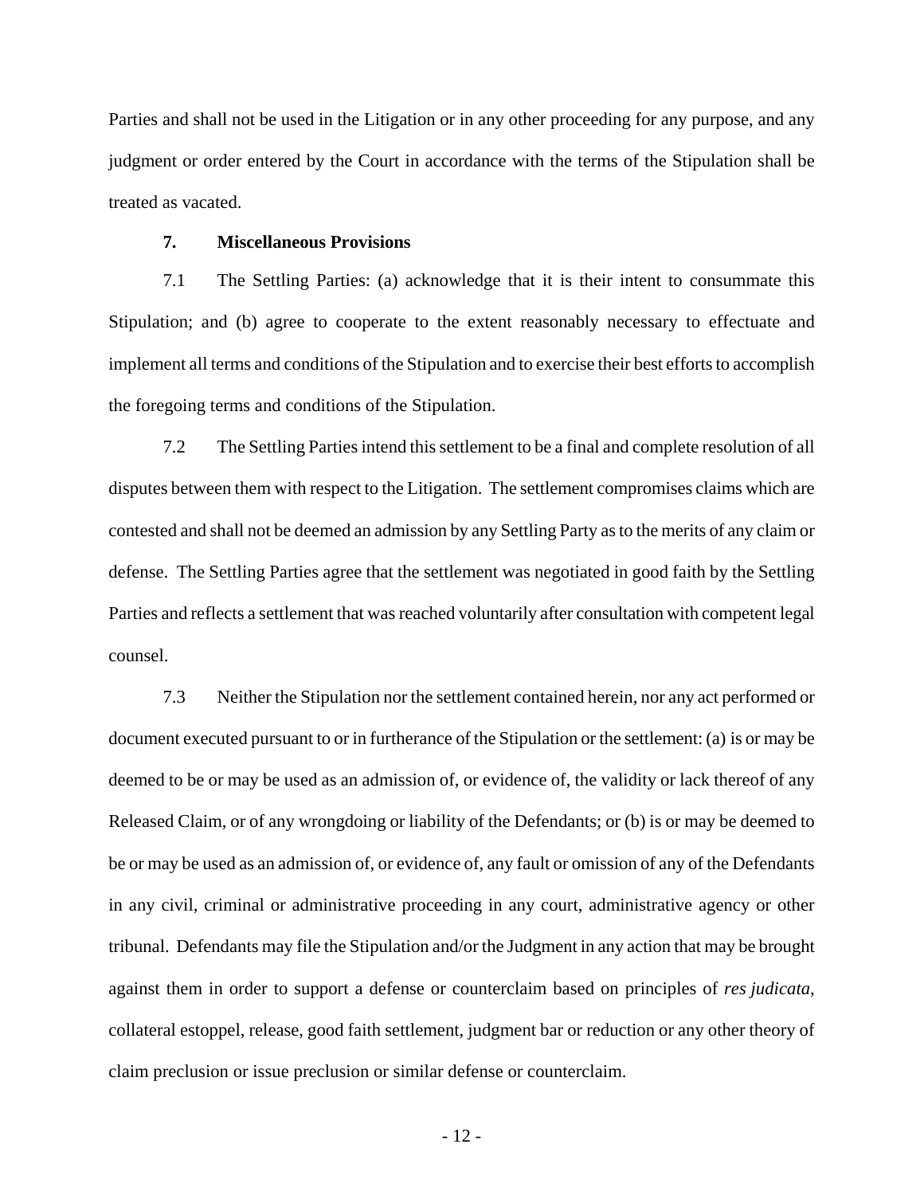Parties and shall not be used in the Litigation or in any other proceeding for any purpose, and any judgment or order entered by the Court in accordance with the terms of the Stipulation shall be treated as vacated.

**7. Miscellaneous Provisions**

7.1 The Settling Parties: (a) acknowledge that it is their intent to consummate this Stipulation; and (b) agree to cooperate to the extent reasonably necessary to effectuate and implement all terms and conditions of the Stipulation and to exercise their best efforts to accomplish the foregoing terms and conditions of the Stipulation.

7.2 The Settling Parties intend this settlement to be a final and complete resolution of all disputes between them with respect to the Litigation. The settlement compromises claims which are contested and shall not be deemed an admission by any Settling Party as to the merits of any claim or defense. The Settling Parties agree that the settlement was negotiated in good faith by the Settling Parties and reflects a settlement that was reached voluntarily after consultation with competent legal counsel.

7.3 Neither the Stipulation nor the settlement contained herein, nor any act performed or document executed pursuant to or in furtherance of the Stipulation or the settlement: (a) is or may be deemed to be or may be used as an admission of, or evidence of, the validity or lack thereof of any Released Claim, or of any wrongdoing or liability of the Defendants; or (b) is or may be deemed to be or may be used as an admission of, or evidence of, any fault or omission of any of the Defendants in any civil, criminal or administrative proceeding in any court, administrative agency or other tribunal. Defendants may file the Stipulation and/or the Judgment in any action that may be brought against them in order to support a defense or counterclaim based on principles of *res judicata*, collateral estoppel, release, good faith settlement, judgment bar or reduction or any other theory of claim preclusion or issue preclusion or similar defense or counterclaim.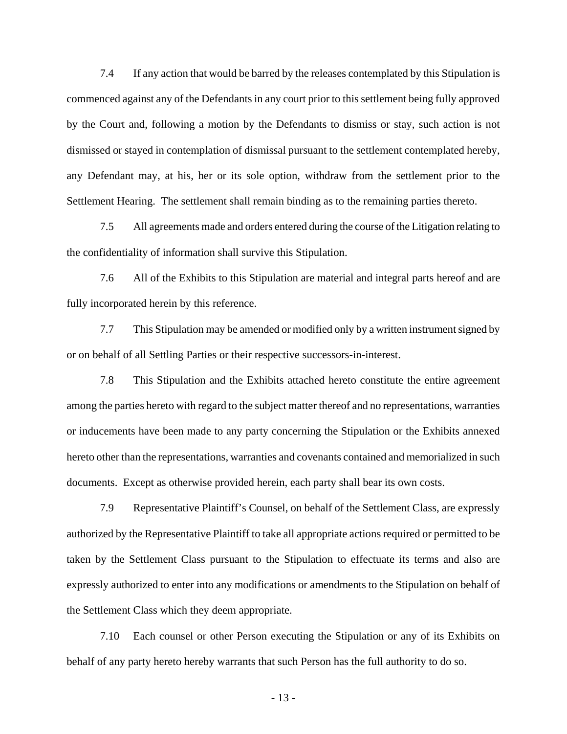7.4 If any action that would be barred by the releases contemplated by this Stipulation is commenced against any of the Defendants in any court prior to this settlement being fully approved by the Court and, following a motion by the Defendants to dismiss or stay, such action is not dismissed or stayed in contemplation of dismissal pursuant to the settlement contemplated hereby, any Defendant may, at his, her or its sole option, withdraw from the settlement prior to the Settlement Hearing. The settlement shall remain binding as to the remaining parties thereto.

7.5 All agreements made and orders entered during the course of the Litigation relating to the confidentiality of information shall survive this Stipulation.

7.6 All of the Exhibits to this Stipulation are material and integral parts hereof and are fully incorporated herein by this reference.

7.7 This Stipulation may be amended or modified only by a written instrument signed by or on behalf of all Settling Parties or their respective successors-in-interest.

7.8 This Stipulation and the Exhibits attached hereto constitute the entire agreement among the parties hereto with regard to the subject matter thereof and no representations, warranties or inducements have been made to any party concerning the Stipulation or the Exhibits annexed hereto other than the representations, warranties and covenants contained and memorialized in such documents. Except as otherwise provided herein, each party shall bear its own costs.

7.9 Representative Plaintiff's Counsel, on behalf of the Settlement Class, are expressly authorized by the Representative Plaintiff to take all appropriate actions required or permitted to be taken by the Settlement Class pursuant to the Stipulation to effectuate its terms and also are expressly authorized to enter into any modifications or amendments to the Stipulation on behalf of the Settlement Class which they deem appropriate.

7.10 Each counsel or other Person executing the Stipulation or any of its Exhibits on behalf of any party hereto hereby warrants that such Person has the full authority to do so.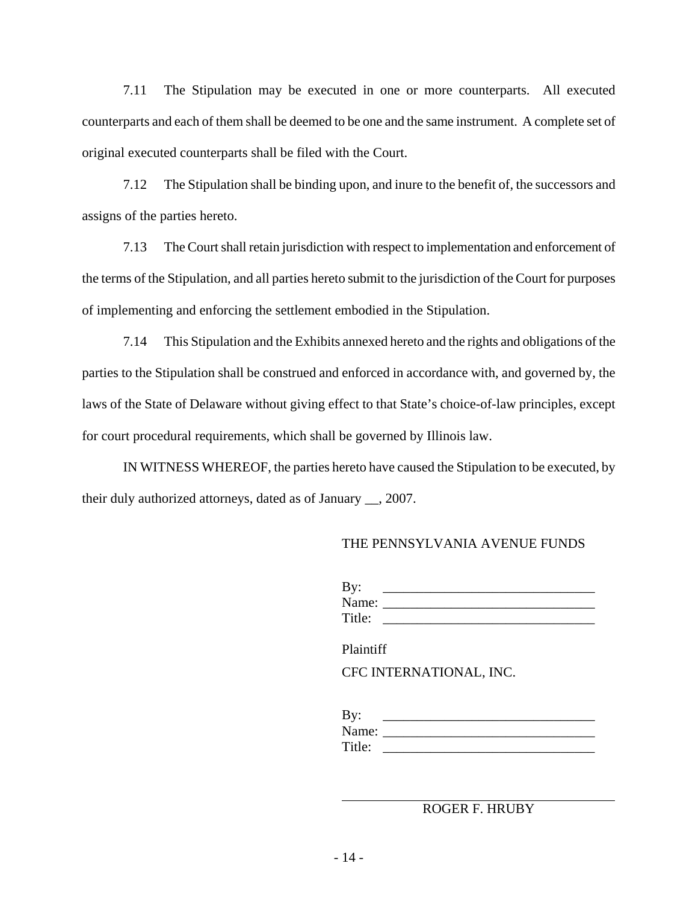7.11 The Stipulation may be executed in one or more counterparts. All executed counterparts and each of them shall be deemed to be one and the same instrument. A complete set of original executed counterparts shall be filed with the Court.

7.12 The Stipulation shall be binding upon, and inure to the benefit of, the successors and assigns of the parties hereto.

7.13 The Court shall retain jurisdiction with respect to implementation and enforcement of the terms of the Stipulation, and all parties hereto submit to the jurisdiction of the Court for purposes of implementing and enforcing the settlement embodied in the Stipulation.

7.14 This Stipulation and the Exhibits annexed hereto and the rights and obligations of the parties to the Stipulation shall be construed and enforced in accordance with, and governed by, the laws of the State of Delaware without giving effect to that State's choice-of-law principles, except for court procedural requirements, which shall be governed by Illinois law.

IN WITNESS WHEREOF, the parties hereto have caused the Stipulation to be executed, by their duly authorized attorneys, dated as of January __, 2007.

THE PENNSYLVANIA AVENUE FUNDS

By: ______________________________
Name: ______________________________
Title: ______________________________

Plaintiff

CFC INTERNATIONAL, INC.

By: ______________________________
Name: ______________________________
Title: ______________________________

______________________________
ROGER F. HRUBY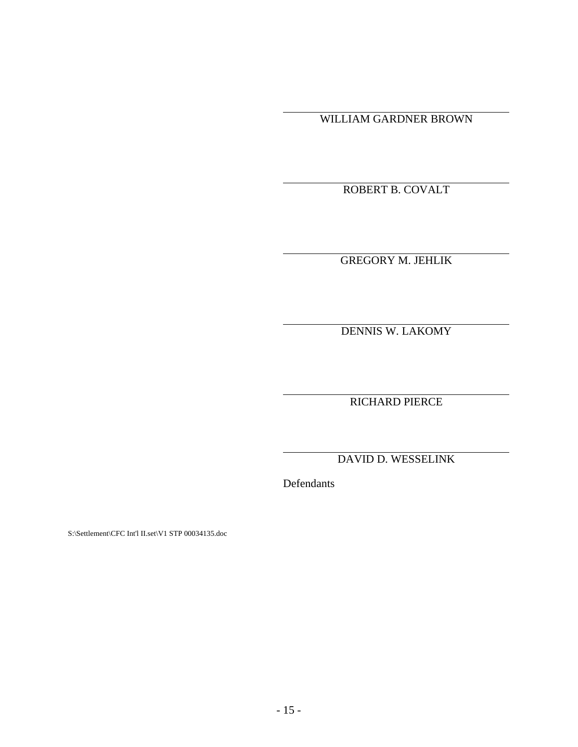\_\_\_\_\_\_\_\_\_\_\_\_\_\_\_\_\_\_\_\_\_\_\_\_\_\_\_\_\_\_\_\_\_\_\_\_
WILLIAM GARDNER BROWN

\_\_\_\_\_\_\_\_\_\_\_\_\_\_\_\_\_\_\_\_\_\_\_\_\_\_\_\_\_\_\_\_\_\_\_\_
ROBERT B. COVALT

\_\_\_\_\_\_\_\_\_\_\_\_\_\_\_\_\_\_\_\_\_\_\_\_\_\_\_\_\_\_\_\_\_\_\_\_
GREGORY M. JEHLIK

\_\_\_\_\_\_\_\_\_\_\_\_\_\_\_\_\_\_\_\_\_\_\_\_\_\_\_\_\_\_\_\_\_\_\_\_
DENNIS W. LAKOMY

\_\_\_\_\_\_\_\_\_\_\_\_\_\_\_\_\_\_\_\_\_\_\_\_\_\_\_\_\_\_\_\_\_\_\_\_
RICHARD PIERCE

\_\_\_\_\_\_\_\_\_\_\_\_\_\_\_\_\_\_\_\_\_\_\_\_\_\_\_\_\_\_\_\_\_\_\_\_
DAVID D. WESSELINK

Defendants

S:\Settlement\CFC Int'l II.set\V1 STP 00034135.doc